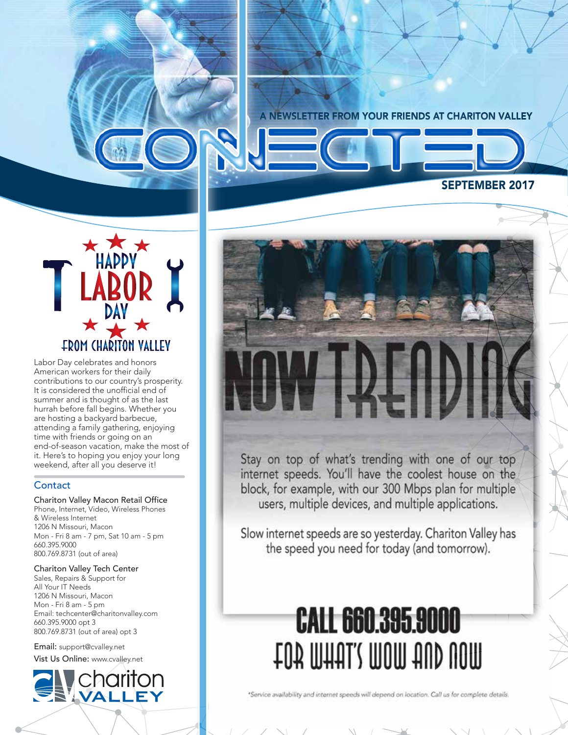A NEWSLETTER FROM YOUR FRIENDS AT CHARITON VALLEY

# CONNECTED

SEPTEMBER 2017

## HAPPY LABOR DAY FROM CHARITON VALLEY

Labor Day celebrates and honors American workers for their daily contributions to our country's prosperity. It is considered the unofficial end of summer and is thought of as the last hurrah before fall begins. Whether you are hosting a backyard barbecue, attending a family gathering, enjoying time with friends or going on an end-of-season vacation, make the most of it. Here's to hoping you enjoy your long weekend, after all you deserve it!

### Contact

**Chariton Valley Macon Retail Office**
Phone, Internet, Video, Wireless Phones & Wireless Internet
1206 N Missouri, Macon
Mon - Fri 8 am - 7 pm, Sat 10 am - 5 pm
660.395.9000
800.769.8731 (out of area)

**Chariton Valley Tech Center**
Sales, Repairs & Support for All Your IT Needs
1206 N Missouri, Macon
Mon - Fri 8 am - 5 pm
Email: techcenter@charitonvalley.com
660.395.9000 opt 3
800.769.8731 (out of area) opt 3

**Email:** support@cvalley.net

**Vist Us Online:** www.cvalley.net

chariton VALLEY

## NOW TRENDING

Stay on top of what's trending with one of our top internet speeds. You'll have the coolest house on the block, for example, with our 300 Mbps plan for multiple users, multiple devices, and multiple applications.

Slow internet speeds are so yesterday. Chariton Valley has the speed you need for today (and tomorrow).

**CALL 660.395.9000 FOR WHAT'S WOW AND NOW**

*Service availability and internet speeds will depend on location. Call us for complete details.*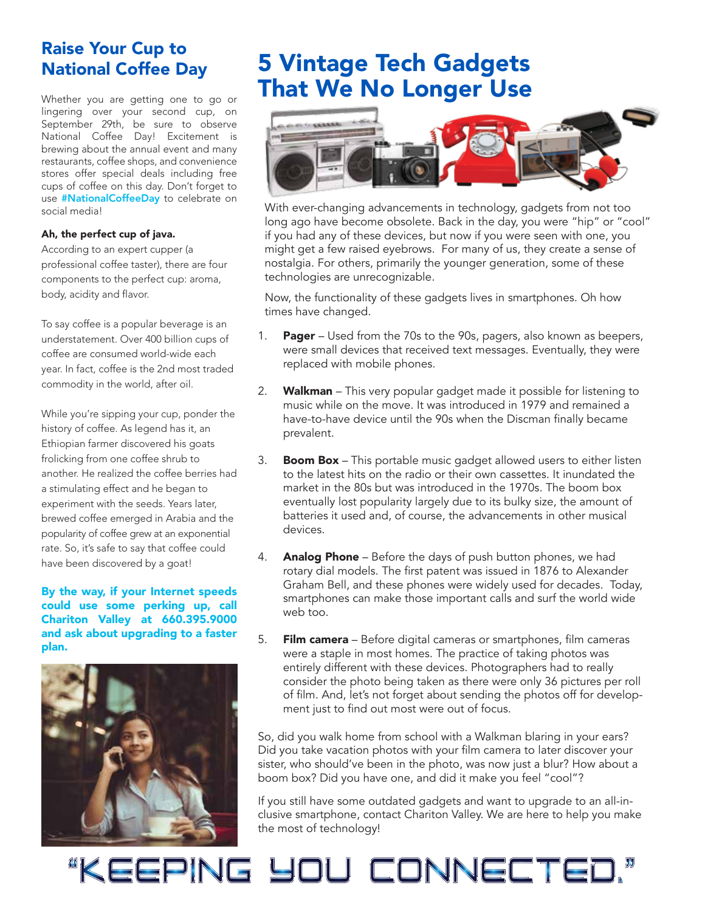## Raise Your Cup to National Coffee Day

Whether you are getting one to go or lingering over your second cup, on September 29th, be sure to observe National Coffee Day! Excitement is brewing about the annual event and many restaurants, coffee shops, and convenience stores offer special deals including free cups of coffee on this day. Don't forget to use **#NationalCoffeeDay** to celebrate on social media!

**Ah, the perfect cup of java.**

According to an expert cupper (a professional coffee taster), there are four components to the perfect cup: aroma, body, acidity and flavor.

To say coffee is a popular beverage is an understatement. Over 400 billion cups of coffee are consumed world-wide each year. In fact, coffee is the 2nd most traded commodity in the world, after oil.

While you're sipping your cup, ponder the history of coffee. As legend has it, an Ethiopian farmer discovered his goats frolicking from one coffee shrub to another. He realized the coffee berries had a stimulating effect and he began to experiment with the seeds. Years later, brewed coffee emerged in Arabia and the popularity of coffee grew at an exponential rate. So, it's safe to say that coffee could have been discovered by a goat!

**By the way, if your Internet speeds could use some perking up, call Chariton Valley at 660.395.9000 and ask about upgrading to a faster plan.**

## 5 Vintage Tech Gadgets That We No Longer Use

With ever-changing advancements in technology, gadgets from not too long ago have become obsolete. Back in the day, you were "hip" or "cool" if you had any of these devices, but now if you were seen with one, you might get a few raised eyebrows. For many of us, they create a sense of nostalgia. For others, primarily the younger generation, some of these technologies are unrecognizable.

Now, the functionality of these gadgets lives in smartphones. Oh how times have changed.

1. **Pager** – Used from the 70s to the 90s, pagers, also known as beepers, were small devices that received text messages. Eventually, they were replaced with mobile phones.
2. **Walkman** – This very popular gadget made it possible for listening to music while on the move. It was introduced in 1979 and remained a have-to-have device until the 90s when the Discman finally became prevalent.
3. **Boom Box** – This portable music gadget allowed users to either listen to the latest hits on the radio or their own cassettes. It inundated the market in the 80s but was introduced in the 1970s. The boom box eventually lost popularity largely due to its bulky size, the amount of batteries it used and, of course, the advancements in other musical devices.
4. **Analog Phone** – Before the days of push button phones, we had rotary dial models. The first patent was issued in 1876 to Alexander Graham Bell, and these phones were widely used for decades. Today, smartphones can make those important calls and surf the world wide web too.
5. **Film camera** – Before digital cameras or smartphones, film cameras were a staple in most homes. The practice of taking photos was entirely different with these devices. Photographers had to really consider the photo being taken as there were only 36 pictures per roll of film. And, let's not forget about sending the photos off for development just to find out most were out of focus.

So, did you walk home from school with a Walkman blaring in your ears? Did you take vacation photos with your film camera to later discover your sister, who should've been in the photo, was now just a blur? How about a boom box? Did you have one, and did it make you feel "cool"?

If you still have some outdated gadgets and want to upgrade to an all-inclusive smartphone, contact Chariton Valley. We are here to help you make the most of technology!

"KEEPING YOU CONNECTED."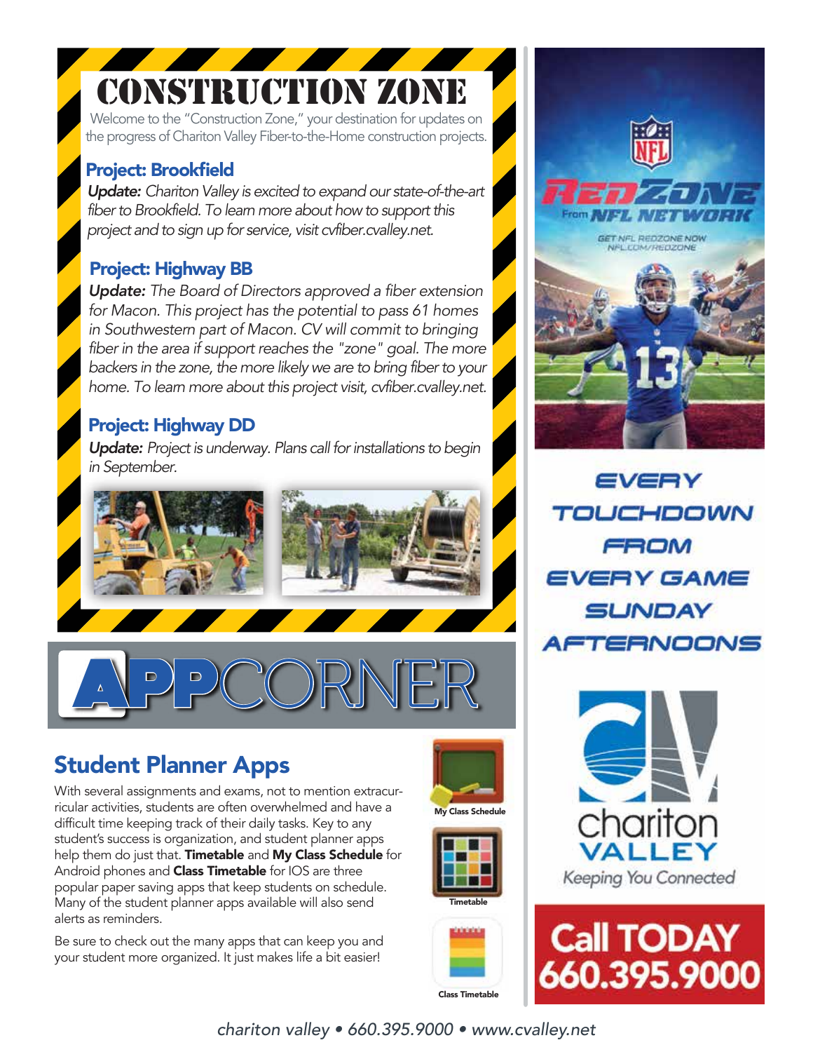# CONSTRUCTION ZONE

Welcome to the "Construction Zone," your destination for updates on the progress of Chariton Valley Fiber-to-the-Home construction projects.

## Project: Brookfield

***Update:*** *Chariton Valley is excited to expand our state-of-the-art fiber to Brookfield. To learn more about how to support this project and to sign up for service, visit cvfiber.cvalley.net.*

## Project: Highway BB

***Update:*** *The Board of Directors approved a fiber extension for Macon. This project has the potential to pass 61 homes in Southwestern part of Macon. CV will commit to bringing fiber in the area if support reaches the "zone" goal. The more backers in the zone, the more likely we are to bring fiber to your home. To learn more about this project visit, cvfiber.cvalley.net.*

## Project: Highway DD

***Update:*** *Project is underway. Plans call for installations to begin in September.*

# APPCORNER

## Student Planner Apps

With several assignments and exams, not to mention extracurricular activities, students are often overwhelmed and have a difficult time keeping track of their daily tasks. Key to any student's success is organization, and student planner apps help them do just that. **Timetable** and **My Class Schedule** for Android phones and **Class Timetable** for IOS are three popular paper saving apps that keep students on schedule. Many of the student planner apps available will also send alerts as reminders.

Be sure to check out the many apps that can keep you and your student more organized. It just makes life a bit easier!

My Class Schedule

Timetable

Class Timetable

NFL REDZONE From NFL NETWORK

GET NFL REDZONE NOW NFL.COM/REDZONE

EVERY TOUCHDOWN FROM EVERY GAME SUNDAY AFTERNOONS

chariton VALLEY

Keeping You Connected

Call TODAY 660.395.9000

chariton valley • 660.395.9000 • www.cvalley.net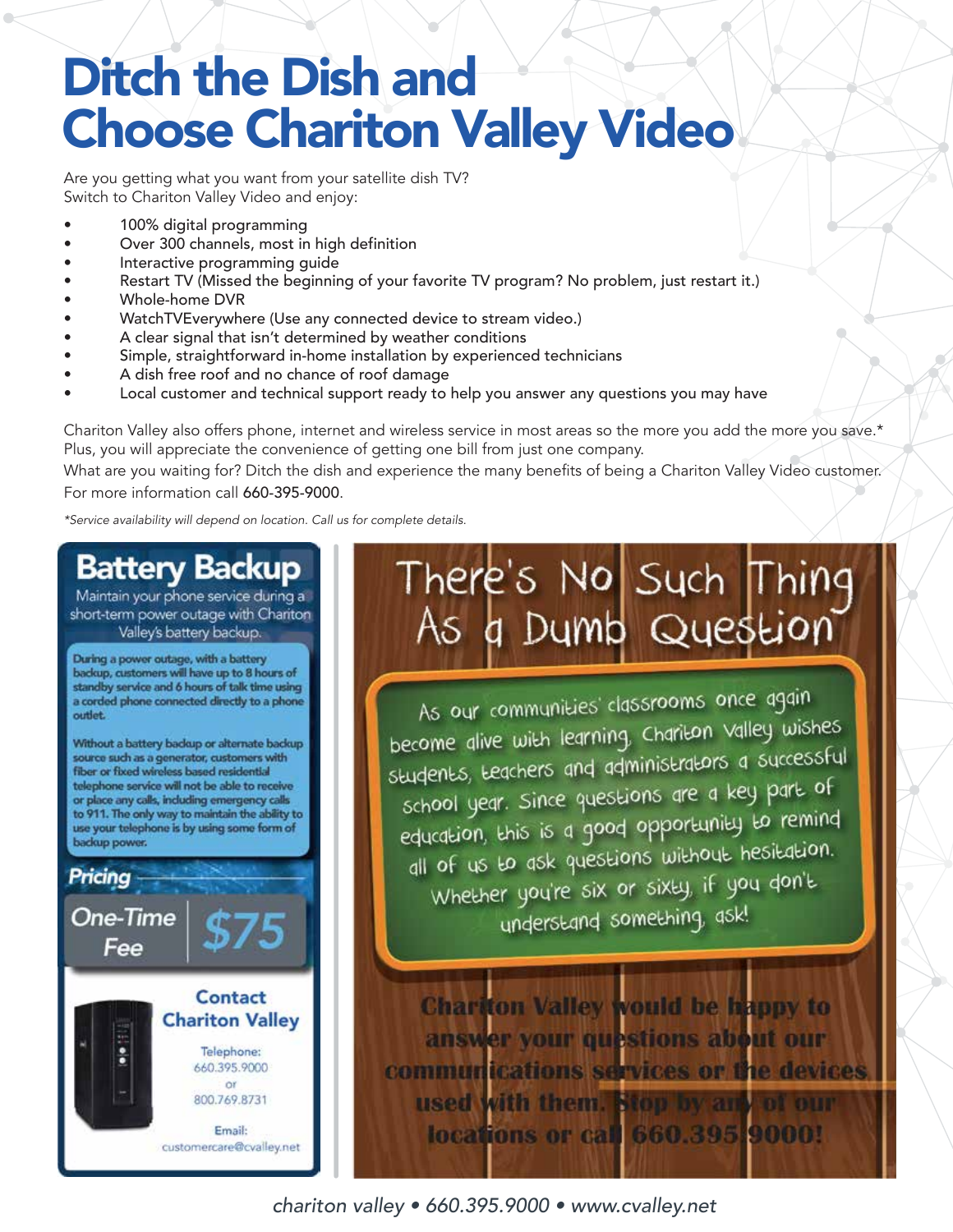# Ditch the Dish and Choose Chariton Valley Video

Are you getting what you want from your satellite dish TV?
Switch to Chariton Valley Video and enjoy:

- 100% digital programming
- Over 300 channels, most in high definition
- Interactive programming guide
- Restart TV (Missed the beginning of your favorite TV program? No problem, just restart it.)
- Whole-home DVR
- WatchTVEverywhere (Use any connected device to stream video.)
- A clear signal that isn't determined by weather conditions
- Simple, straightforward in-home installation by experienced technicians
- A dish free roof and no chance of roof damage
- Local customer and technical support ready to help you answer any questions you may have

Chariton Valley also offers phone, internet and wireless service in most areas so the more you add the more you save.*
Plus, you will appreciate the convenience of getting one bill from just one company.
What are you waiting for? Ditch the dish and experience the many benefits of being a Chariton Valley Video customer.
For more information call 660-395-9000.

*\*Service availability will depend on location. Call us for complete details.*

## Battery Backup

Maintain your phone service during a short-term power outage with Chariton Valley's battery backup.

During a power outage, with a battery backup, customers will have up to 8 hours of standby service and 6 hours of talk time using a corded phone connected directly to a phone outlet.

Without a battery backup or alternate backup source such as a generator, customers with fiber or fixed wireless based residential telephone service will not be able to receive or place any calls, including emergency calls to 911. The only way to maintain the ability to use your telephone is by using some form of backup power.

### Pricing

One-Time Fee **$75**

### Contact Chariton Valley

Telephone:
660.395.9000
or
800.769.8731

Email:
customercare@cvalley.net

## There's No Such Thing As a Dumb Question

As our communities' classrooms once again become alive with learning, Chariton Valley wishes students, teachers and administrators a successful school year. Since questions are a key part of education, this is a good opportunity to remind all of us to ask questions without hesitation. Whether you're six or sixty, if you don't understand something, ask!

**Chariton Valley would be happy to answer your questions about our communications services or the devices used with them. Stop by any of our locations or call 660.395.9000!**

chariton valley • 660.395.9000 • www.cvalley.net